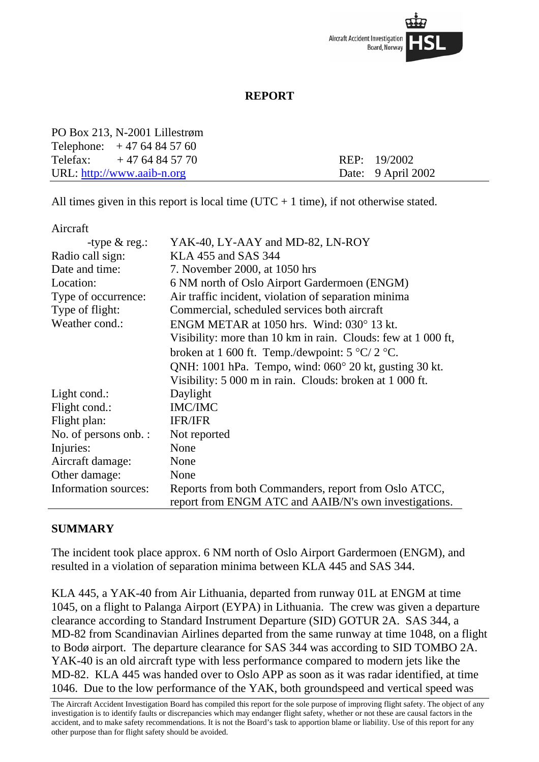Aircraft Accident Investigation Board, Norway HSL

# REPORT

PO Box 213, N-2001 Lillestrøm
Telephone: + 47 64 84 57 60
Telefax: + 47 64 84 57 70
URL: http://www.aaib-n.org

REP: 19/2002
Date: 9 April 2002

All times given in this report is local time (UTC + 1 time), if not otherwise stated.

| Aircraft | |
|---|---|
| -type & reg.: | YAK-40, LY-AAY and MD-82, LN-ROY |
| Radio call sign: | KLA 455 and SAS 344 |
| Date and time: | 7. November 2000, at 1050 hrs |
| Location: | 6 NM north of Oslo Airport Gardermoen (ENGM) |
| Type of occurrence: | Air traffic incident, violation of separation minima |
| Type of flight: | Commercial, scheduled services both aircraft |
| Weather cond.: | ENGM METAR at 1050 hrs. Wind: 030° 13 kt. Visibility: more than 10 km in rain. Clouds: few at 1 000 ft, broken at 1 600 ft. Temp./dewpoint: 5 °C/ 2 °C. QNH: 1001 hPa. Tempo, wind: 060° 20 kt, gusting 30 kt. Visibility: 5 000 m in rain. Clouds: broken at 1 000 ft. |
| Light cond.: | Daylight |
| Flight cond.: | IMC/IMC |
| Flight plan: | IFR/IFR |
| No. of persons onb. : | Not reported |
| Injuries: | None |
| Aircraft damage: | None |
| Other damage: | None |
| Information sources: | Reports from both Commanders, report from Oslo ATCC, report from ENGM ATC and AAIB/N's own investigations. |

## SUMMARY

The incident took place approx. 6 NM north of Oslo Airport Gardermoen (ENGM), and resulted in a violation of separation minima between KLA 445 and SAS 344.

KLA 445, a YAK-40 from Air Lithuania, departed from runway 01L at ENGM at time 1045, on a flight to Palanga Airport (EYPA) in Lithuania. The crew was given a departure clearance according to Standard Instrument Departure (SID) GOTUR 2A. SAS 344, a MD-82 from Scandinavian Airlines departed from the same runway at time 1048, on a flight to Bodø airport. The departure clearance for SAS 344 was according to SID TOMBO 2A. YAK-40 is an old aircraft type with less performance compared to modern jets like the MD-82. KLA 445 was handed over to Oslo APP as soon as it was radar identified, at time 1046. Due to the low performance of the YAK, both groundspeed and vertical speed was

The Aircraft Accident Investigation Board has compiled this report for the sole purpose of improving flight safety. The object of any investigation is to identify faults or discrepancies which may endanger flight safety, whether or not these are causal factors in the accident, and to make safety recommendations. It is not the Board's task to apportion blame or liability. Use of this report for any other purpose than for flight safety should be avoided.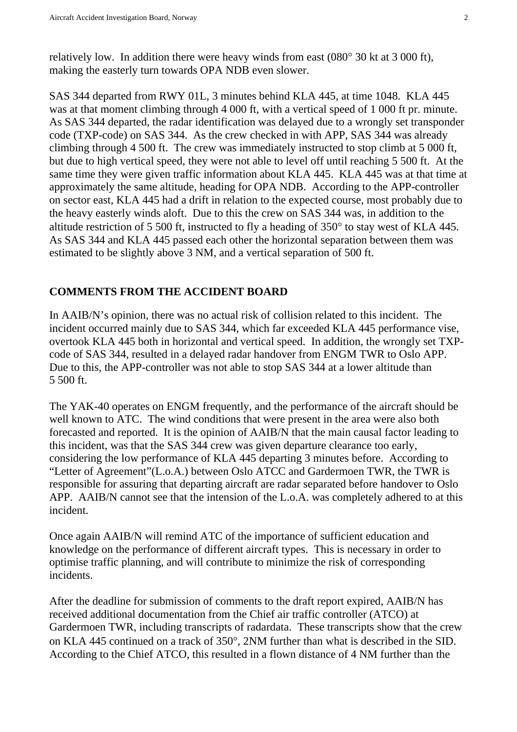relatively low. In addition there were heavy winds from east (080° 30 kt at 3 000 ft), making the easterly turn towards OPA NDB even slower.

SAS 344 departed from RWY 01L, 3 minutes behind KLA 445, at time 1048. KLA 445 was at that moment climbing through 4 000 ft, with a vertical speed of 1 000 ft pr. minute. As SAS 344 departed, the radar identification was delayed due to a wrongly set transponder code (TXP-code) on SAS 344. As the crew checked in with APP, SAS 344 was already climbing through 4 500 ft. The crew was immediately instructed to stop climb at 5 000 ft, but due to high vertical speed, they were not able to level off until reaching 5 500 ft. At the same time they were given traffic information about KLA 445. KLA 445 was at that time at approximately the same altitude, heading for OPA NDB. According to the APP-controller on sector east, KLA 445 had a drift in relation to the expected course, most probably due to the heavy easterly winds aloft. Due to this the crew on SAS 344 was, in addition to the altitude restriction of 5 500 ft, instructed to fly a heading of 350° to stay west of KLA 445. As SAS 344 and KLA 445 passed each other the horizontal separation between them was estimated to be slightly above 3 NM, and a vertical separation of 500 ft.

## COMMENTS FROM THE ACCIDENT BOARD

In AAIB/N's opinion, there was no actual risk of collision related to this incident. The incident occurred mainly due to SAS 344, which far exceeded KLA 445 performance vise, overtook KLA 445 both in horizontal and vertical speed. In addition, the wrongly set TXP-code of SAS 344, resulted in a delayed radar handover from ENGM TWR to Oslo APP. Due to this, the APP-controller was not able to stop SAS 344 at a lower altitude than 5 500 ft.

The YAK-40 operates on ENGM frequently, and the performance of the aircraft should be well known to ATC. The wind conditions that were present in the area were also both forecasted and reported. It is the opinion of AAIB/N that the main causal factor leading to this incident, was that the SAS 344 crew was given departure clearance too early, considering the low performance of KLA 445 departing 3 minutes before. According to "Letter of Agreement"(L.o.A.) between Oslo ATCC and Gardermoen TWR, the TWR is responsible for assuring that departing aircraft are radar separated before handover to Oslo APP. AAIB/N cannot see that the intension of the L.o.A. was completely adhered to at this incident.

Once again AAIB/N will remind ATC of the importance of sufficient education and knowledge on the performance of different aircraft types. This is necessary in order to optimise traffic planning, and will contribute to minimize the risk of corresponding incidents.

After the deadline for submission of comments to the draft report expired, AAIB/N has received additional documentation from the Chief air traffic controller (ATCO) at Gardermoen TWR, including transcripts of radardata. These transcripts show that the crew on KLA 445 continued on a track of 350°, 2NM further than what is described in the SID. According to the Chief ATCO, this resulted in a flown distance of 4 NM further than the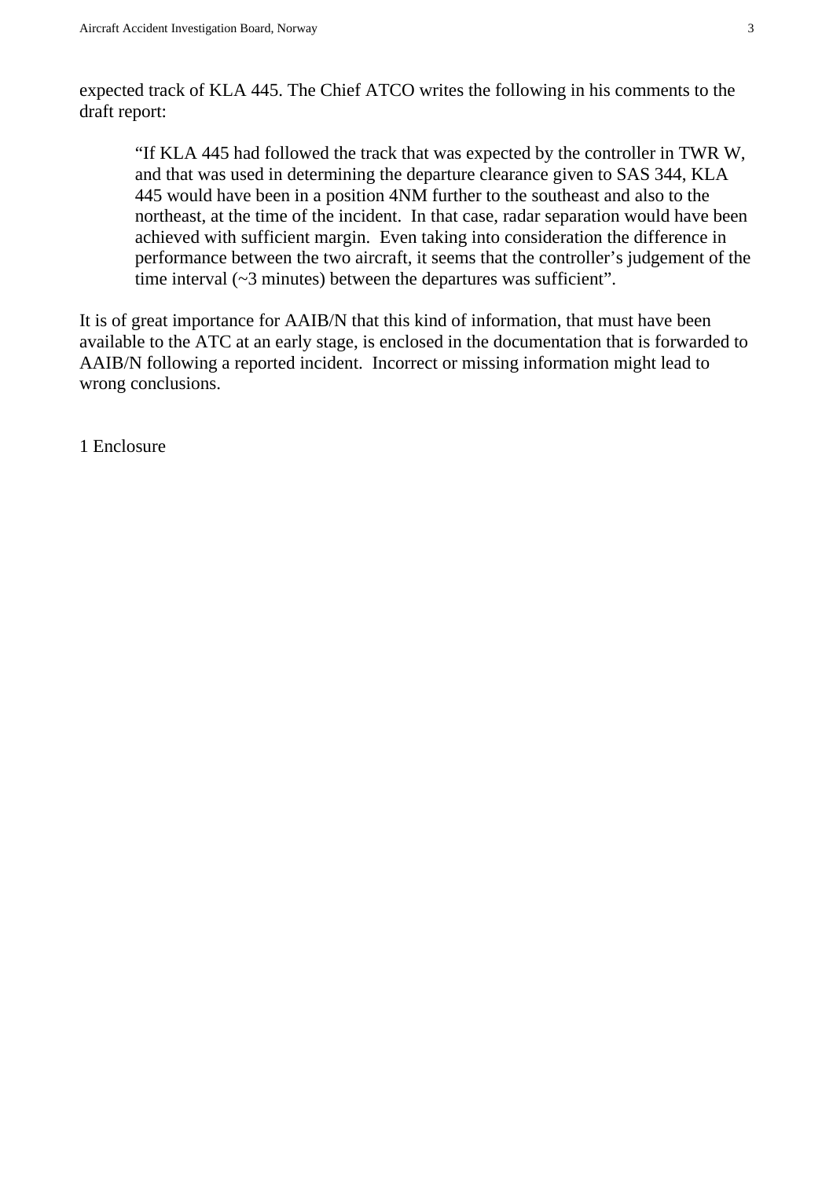expected track of KLA 445. The Chief ATCO writes the following in his comments to the draft report:

> "If KLA 445 had followed the track that was expected by the controller in TWR W, and that was used in determining the departure clearance given to SAS 344, KLA 445 would have been in a position 4NM further to the southeast and also to the northeast, at the time of the incident. In that case, radar separation would have been achieved with sufficient margin. Even taking into consideration the difference in performance between the two aircraft, it seems that the controller's judgement of the time interval (~3 minutes) between the departures was sufficient".

It is of great importance for AAIB/N that this kind of information, that must have been available to the ATC at an early stage, is enclosed in the documentation that is forwarded to AAIB/N following a reported incident. Incorrect or missing information might lead to wrong conclusions.

1 Enclosure